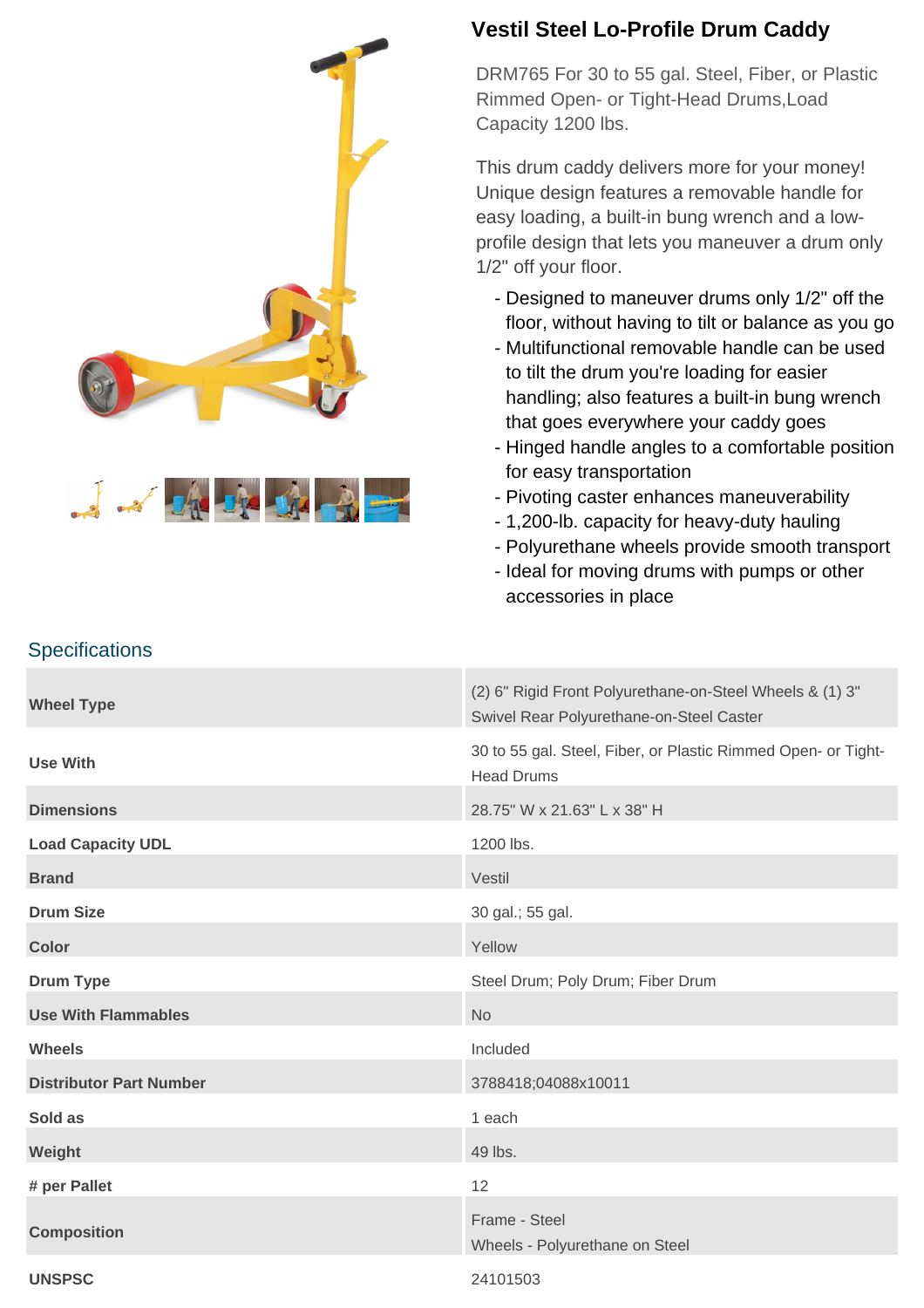# Vestil Steel Lo-Profile Drum Caddy

DRM765 For 30 to 55 gal. Steel, Fiber, or Plastic Rimmed Open- or Tight-Head Drums,Load Capacity 1200 lbs.

This drum caddy delivers more for your money! Unique design features a removable handle for easy loading, a built-in bung wrench and a low-profile design that lets you maneuver a drum only 1/2" off your floor.

- Designed to maneuver drums only 1/2" off the floor, without having to tilt or balance as you go
- Multifunctional removable handle can be used to tilt the drum you're loading for easier handling; also features a built-in bung wrench that goes everywhere your caddy goes
- Hinged handle angles to a comfortable position for easy transportation
- Pivoting caster enhances maneuverability
- 1,200-lb. capacity for heavy-duty hauling
- Polyurethane wheels provide smooth transport
- Ideal for moving drums with pumps or other accessories in place

## Specifications

| | |
|---|---|
| **Wheel Type** | (2) 6" Rigid Front Polyurethane-on-Steel Wheels & (1) 3" Swivel Rear Polyurethane-on-Steel Caster |
| **Use With** | 30 to 55 gal. Steel, Fiber, or Plastic Rimmed Open- or Tight-Head Drums |
| **Dimensions** | 28.75" W x 21.63" L x 38" H |
| **Load Capacity UDL** | 1200 lbs. |
| **Brand** | Vestil |
| **Drum Size** | 30 gal.; 55 gal. |
| **Color** | Yellow |
| **Drum Type** | Steel Drum; Poly Drum; Fiber Drum |
| **Use With Flammables** | No |
| **Wheels** | Included |
| **Distributor Part Number** | 3788418;04088x10011 |
| **Sold as** | 1 each |
| **Weight** | 49 lbs. |
| **# per Pallet** | 12 |
| **Composition** | Frame - Steel<br>Wheels - Polyurethane on Steel |
| **UNSPSC** | 24101503 |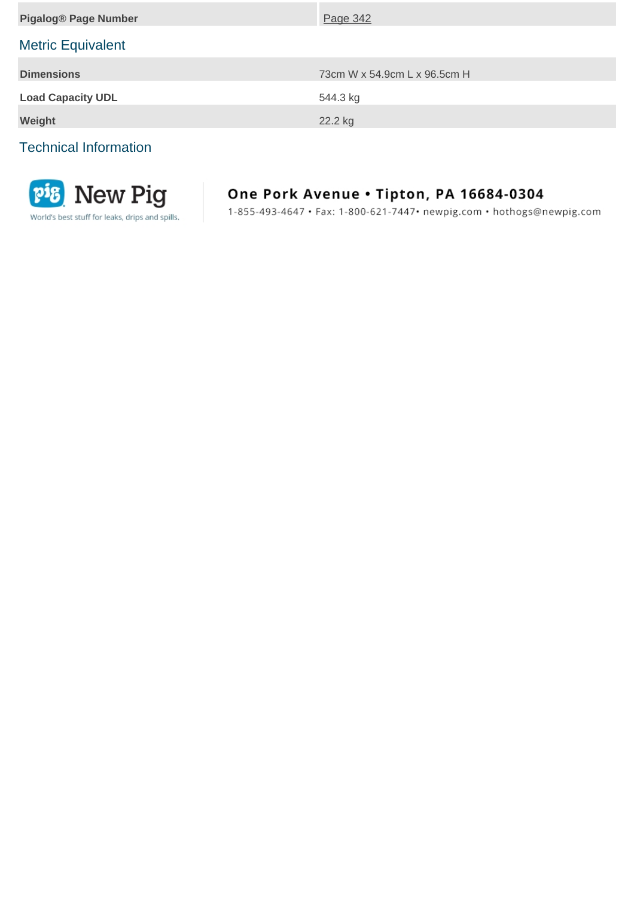| | |
|---|---|
| **Pigalog® Page Number** | Page 342 |

## Metric Equivalent

| | |
|---|---|
| **Dimensions** | 73cm W x 54.9cm L x 96.5cm H |
| **Load Capacity UDL** | 544.3 kg |
| **Weight** | 22.2 kg |

## Technical Information

New Pig
World's best stuff for leaks, drips and spills.

**One Pork Avenue • Tipton, PA 16684-0304**
1-855-493-4647 • Fax: 1-800-621-7447• newpig.com • hothogs@newpig.com